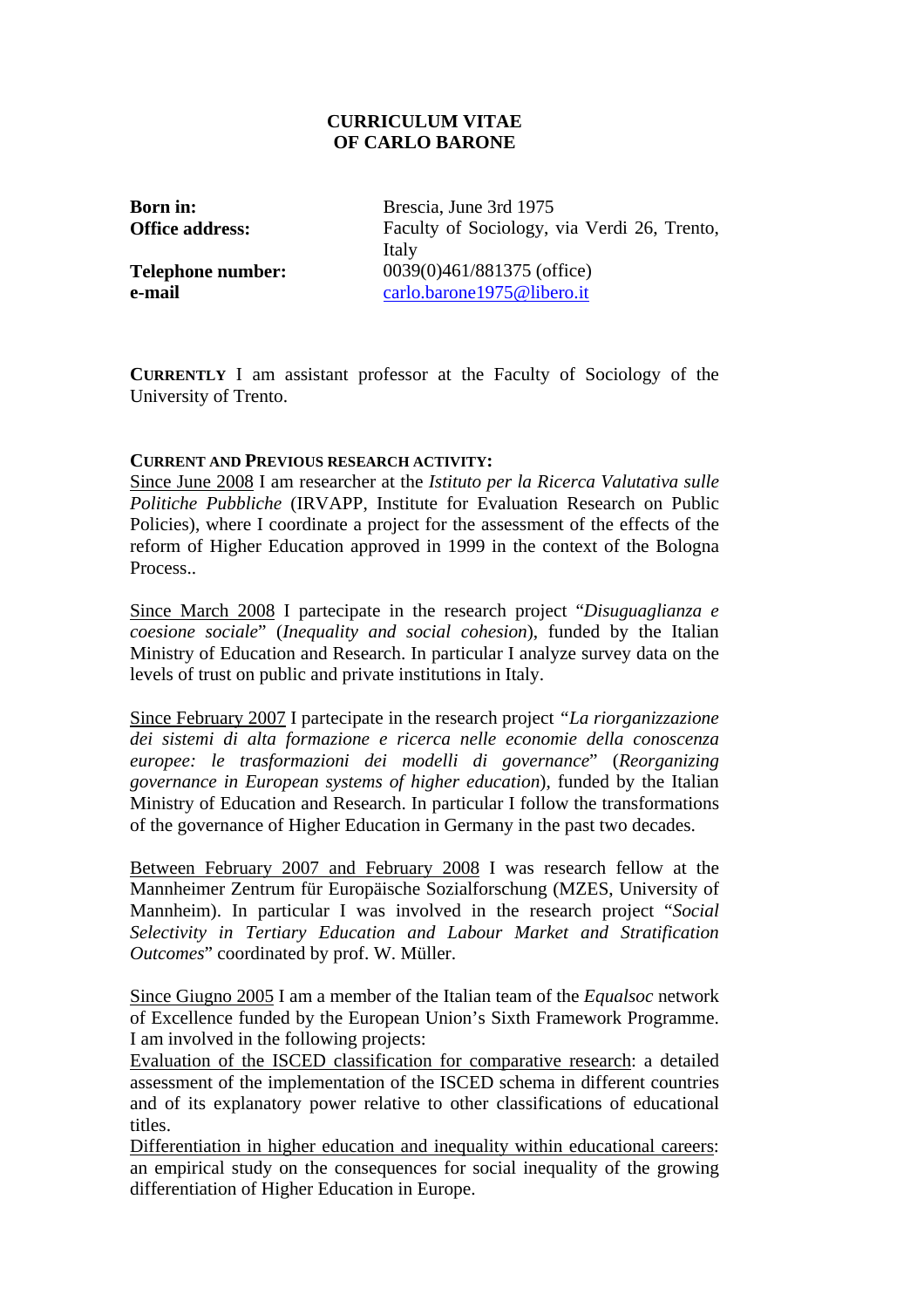# CURRICULUM VITAE OF CARLO BARONE

| | |
|---|---|
| **Born in:** | Brescia, June 3rd 1975 |
| **Office address:** | Faculty of Sociology, via Verdi 26, Trento, Italy |
| **Telephone number:** | 0039(0)461/881375 (office) |
| **e-mail** | carlo.barone1975@libero.it |

**CURRENTLY** I am assistant professor at the Faculty of Sociology of the University of Trento.

**CURRENT AND PREVIOUS RESEARCH ACTIVITY:**

Since June 2008 I am researcher at the *Istituto per la Ricerca Valutativa sulle Politiche Pubbliche* (IRVAPP, Institute for Evaluation Research on Public Policies), where I coordinate a project for the assessment of the effects of the reform of Higher Education approved in 1999 in the context of the Bologna Process..

Since March 2008 I partecipate in the research project "*Disuguaglianza e coesione sociale*" (*Inequality and social cohesion*), funded by the Italian Ministry of Education and Research. In particular I analyze survey data on the levels of trust on public and private institutions in Italy.

Since February 2007 I partecipate in the research project *"La riorganizzazione dei sistemi di alta formazione e ricerca nelle economie della conoscenza europee: le trasformazioni dei modelli di governance*" (*Reorganizing governance in European systems of higher education*), funded by the Italian Ministry of Education and Research. In particular I follow the transformations of the governance of Higher Education in Germany in the past two decades.

Between February 2007 and February 2008 I was research fellow at the Mannheimer Zentrum für Europäische Sozialforschung (MZES, University of Mannheim). In particular I was involved in the research project "*Social Selectivity in Tertiary Education and Labour Market and Stratification Outcomes*" coordinated by prof. W. Müller.

Since Giugno 2005 I am a member of the Italian team of the *Equalsoc* network of Excellence funded by the European Union's Sixth Framework Programme. I am involved in the following projects:

Evaluation of the ISCED classification for comparative research: a detailed assessment of the implementation of the ISCED schema in different countries and of its explanatory power relative to other classifications of educational titles.

Differentiation in higher education and inequality within educational careers: an empirical study on the consequences for social inequality of the growing differentiation of Higher Education in Europe.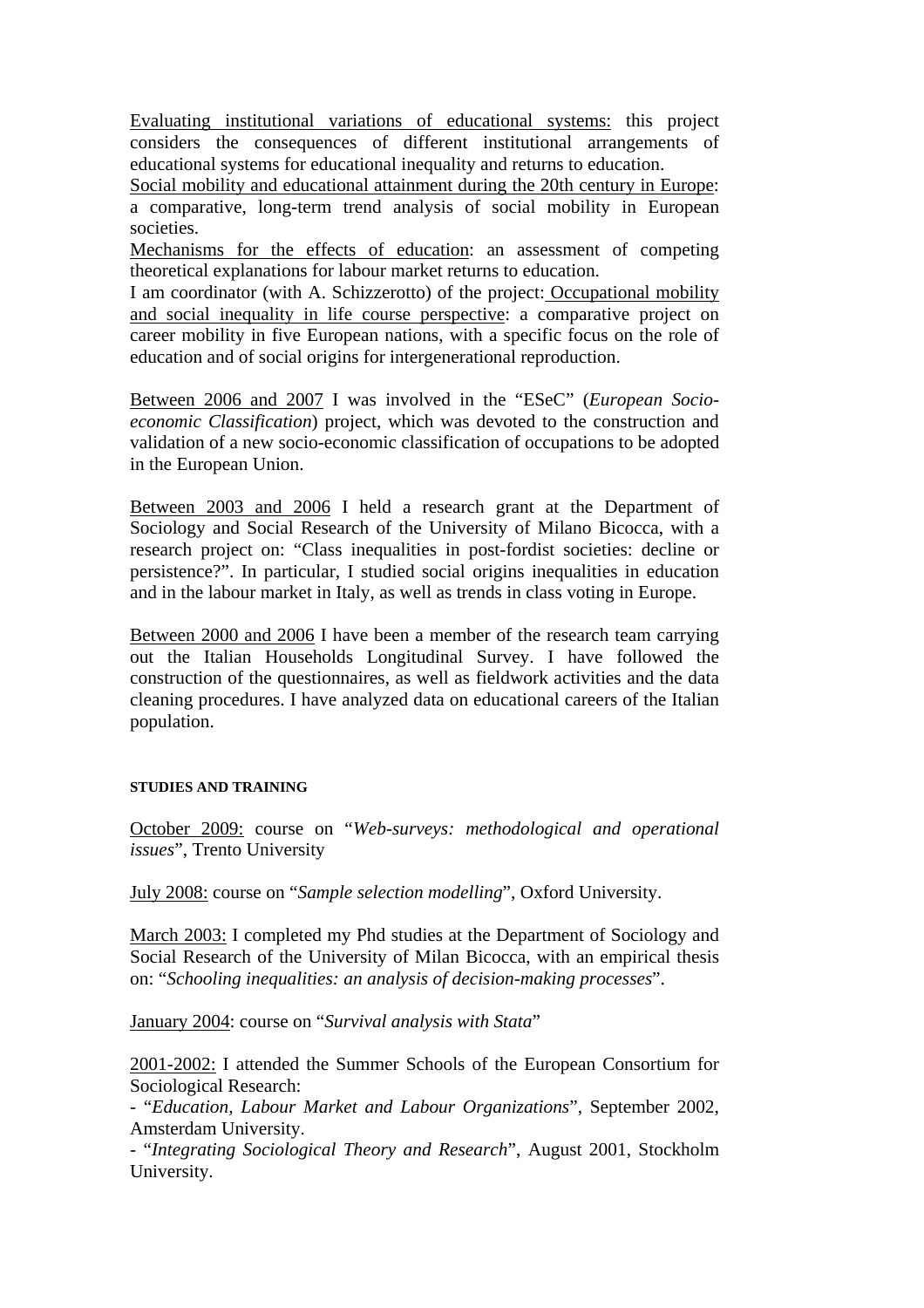Evaluating institutional variations of educational systems: this project considers the consequences of different institutional arrangements of educational systems for educational inequality and returns to education.

Social mobility and educational attainment during the 20th century in Europe: a comparative, long-term trend analysis of social mobility in European societies.

Mechanisms for the effects of education: an assessment of competing theoretical explanations for labour market returns to education.

I am coordinator (with A. Schizzerotto) of the project: Occupational mobility and social inequality in life course perspective: a comparative project on career mobility in five European nations, with a specific focus on the role of education and of social origins for intergenerational reproduction.

Between 2006 and 2007 I was involved in the "ESeC" (*European Socio-economic Classification*) project, which was devoted to the construction and validation of a new socio-economic classification of occupations to be adopted in the European Union.

Between 2003 and 2006 I held a research grant at the Department of Sociology and Social Research of the University of Milano Bicocca, with a research project on: "Class inequalities in post-fordist societies: decline or persistence?". In particular, I studied social origins inequalities in education and in the labour market in Italy, as well as trends in class voting in Europe.

Between 2000 and 2006 I have been a member of the research team carrying out the Italian Households Longitudinal Survey. I have followed the construction of the questionnaires, as well as fieldwork activities and the data cleaning procedures. I have analyzed data on educational careers of the Italian population.

#### STUDIES AND TRAINING

October 2009: course on "*Web-surveys: methodological and operational issues*", Trento University

July 2008: course on "*Sample selection modelling*", Oxford University.

March 2003: I completed my Phd studies at the Department of Sociology and Social Research of the University of Milan Bicocca, with an empirical thesis on: "*Schooling inequalities: an analysis of decision-making processes*".

January 2004: course on "*Survival analysis with Stata*"

2001-2002: I attended the Summer Schools of the European Consortium for Sociological Research:

- "*Education, Labour Market and Labour Organizations*", September 2002, Amsterdam University.
- "*Integrating Sociological Theory and Research*", August 2001, Stockholm University.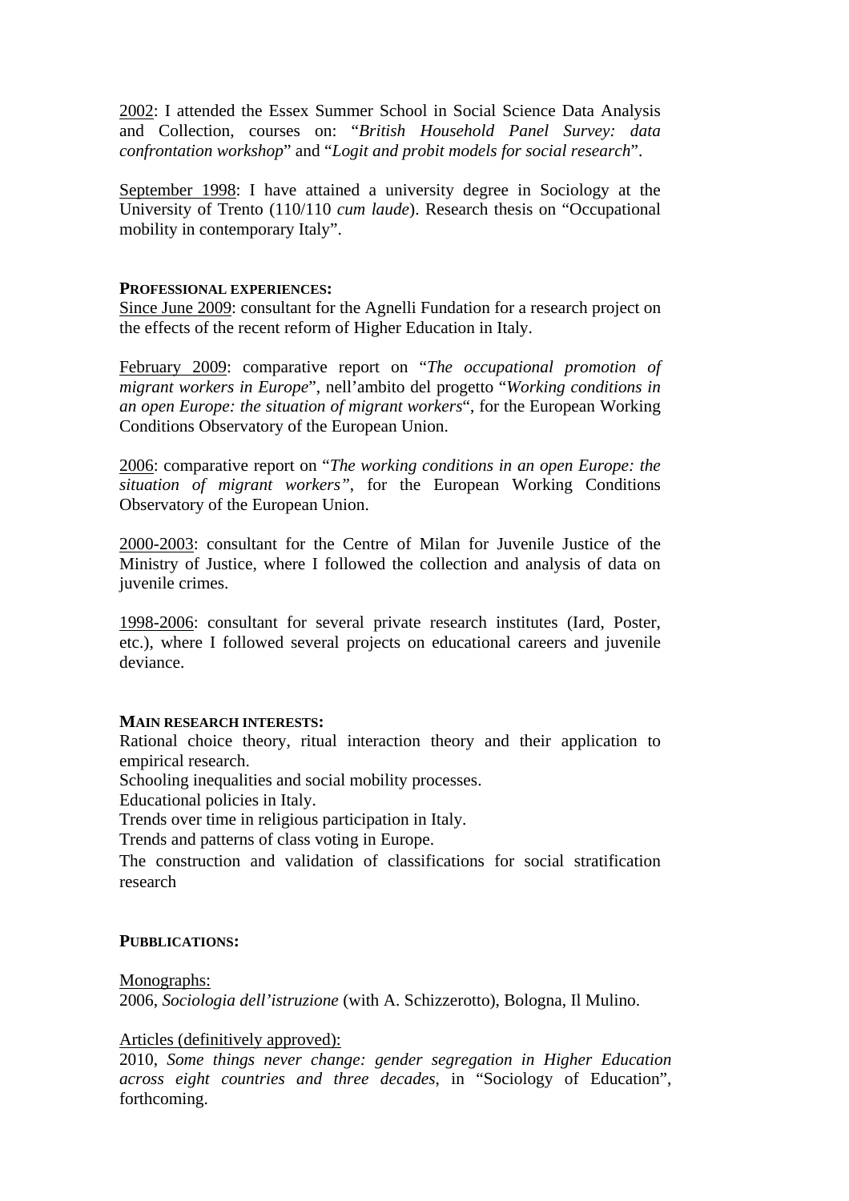<u>2002</u>: I attended the Essex Summer School in Social Science Data Analysis and Collection, courses on: "*British Household Panel Survey: data confrontation workshop*" and "*Logit and probit models for social research*".

<u>September 1998</u>: I have attained a university degree in Sociology at the University of Trento (110/110 *cum laude*). Research thesis on "Occupational mobility in contemporary Italy".

**PROFESSIONAL EXPERIENCES:**

<u>Since June 2009</u>: consultant for the Agnelli Fundation for a research project on the effects of the recent reform of Higher Education in Italy.

<u>February 2009</u>: comparative report on "*The occupational promotion of migrant workers in Europe*", nell'ambito del progetto "*Working conditions in an open Europe: the situation of migrant workers*", for the European Working Conditions Observatory of the European Union.

<u>2006</u>: comparative report on "*The working conditions in an open Europe: the situation of migrant workers"*, for the European Working Conditions Observatory of the European Union.

<u>2000-2003</u>: consultant for the Centre of Milan for Juvenile Justice of the Ministry of Justice, where I followed the collection and analysis of data on juvenile crimes.

<u>1998-2006</u>: consultant for several private research institutes (Iard, Poster, etc.), where I followed several projects on educational careers and juvenile deviance.

**MAIN RESEARCH INTERESTS:**

Rational choice theory, ritual interaction theory and their application to empirical research.

Schooling inequalities and social mobility processes.

Educational policies in Italy.

Trends over time in religious participation in Italy.

Trends and patterns of class voting in Europe.

The construction and validation of classifications for social stratification research

**PUBBLICATIONS:**

<u>Monographs:</u>

2006, *Sociologia dell'istruzione* (with A. Schizzerotto), Bologna, Il Mulino.

<u>Articles (definitively approved):</u>

2010, *Some things never change: gender segregation in Higher Education across eight countries and three decades*, in "Sociology of Education", forthcoming.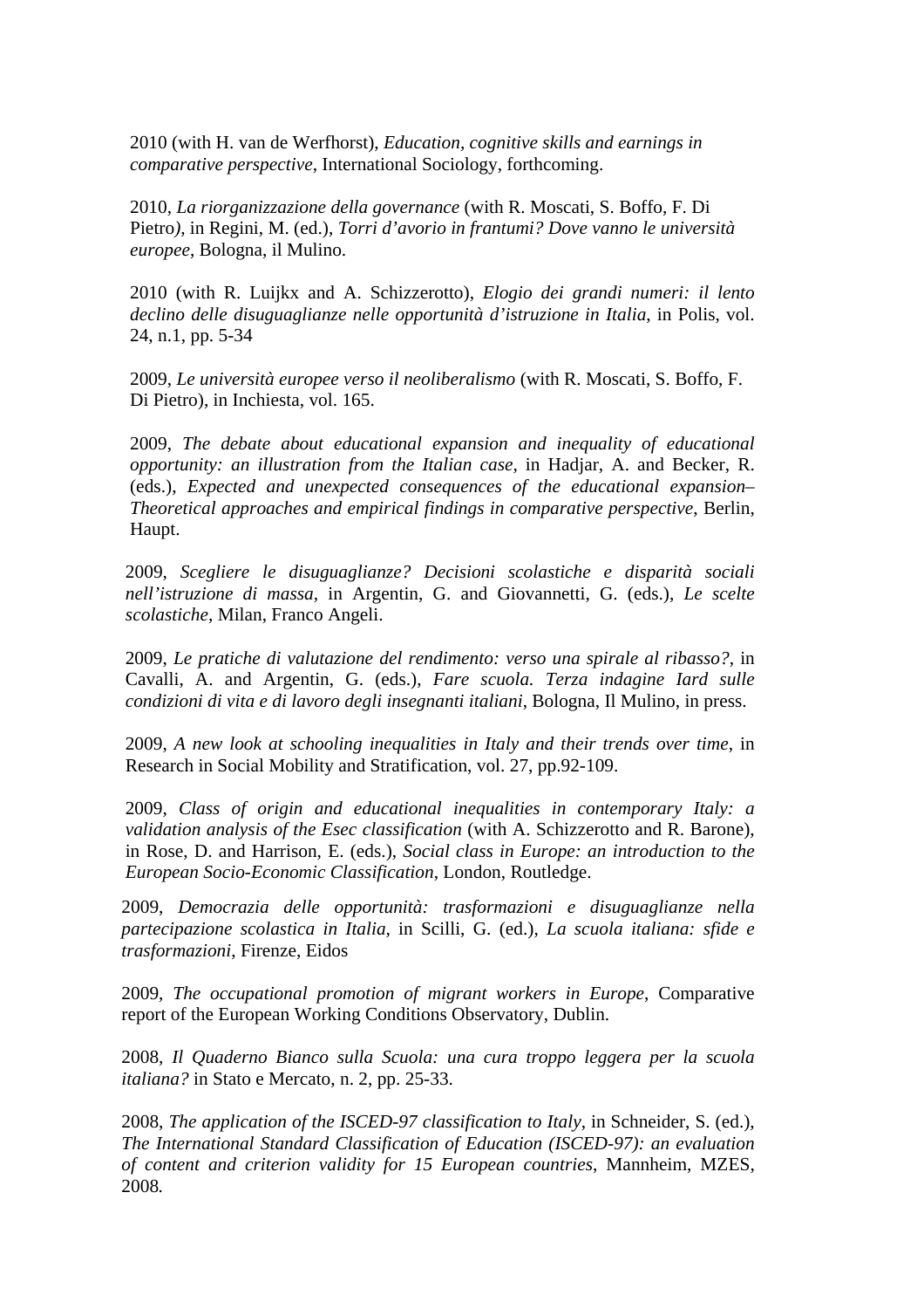2010 (with H. van de Werfhorst), *Education, cognitive skills and earnings in comparative perspective*, International Sociology, forthcoming.

2010, *La riorganizzazione della governance* (with R. Moscati, S. Boffo, F. Di Pietro*)*, in Regini, M. (ed.), *Torri d'avorio in frantumi? Dove vanno le università europee*, Bologna, il Mulino.

2010 (with R. Luijkx and A. Schizzerotto), *Elogio dei grandi numeri: il lento declino delle disuguaglianze nelle opportunità d'istruzione in Italia*, in Polis, vol. 24, n.1, pp. 5-34

2009, *Le università europee verso il neoliberalismo* (with R. Moscati, S. Boffo, F. Di Pietro), in Inchiesta, vol. 165.

2009, *The debate about educational expansion and inequality of educational opportunity: an illustration from the Italian case,* in Hadjar, A. and Becker, R. (eds.), *Expected and unexpected consequences of the educational expansion– Theoretical approaches and empirical findings in comparative perspective*, Berlin, Haupt.

2009, *Scegliere le disuguaglianze? Decisioni scolastiche e disparità sociali nell'istruzione di massa*, in Argentin, G. and Giovannetti, G. (eds.), *Le scelte scolastiche*, Milan, Franco Angeli.

2009, *Le pratiche di valutazione del rendimento: verso una spirale al ribasso?*, in Cavalli, A. and Argentin, G. (eds.), *Fare scuola. Terza indagine Iard sulle condizioni di vita e di lavoro degli insegnanti italiani*, Bologna, Il Mulino, in press.

2009, *A new look at schooling inequalities in Italy and their trends over time*, in Research in Social Mobility and Stratification, vol. 27, pp.92-109.

2009, *Class of origin and educational inequalities in contemporary Italy: a validation analysis of the Esec classification* (with A. Schizzerotto and R. Barone), in Rose, D. and Harrison, E. (eds.), *Social class in Europe: an introduction to the European Socio-Economic Classification*, London, Routledge.

2009, *Democrazia delle opportunità: trasformazioni e disuguaglianze nella partecipazione scolastica in Italia,* in Scilli, G. (ed.), *La scuola italiana: sfide e trasformazioni*, Firenze, Eidos

2009, *The occupational promotion of migrant workers in Europe*, Comparative report of the European Working Conditions Observatory, Dublin.

2008, *Il Quaderno Bianco sulla Scuola: una cura troppo leggera per la scuola italiana?* in Stato e Mercato, n. 2, pp. 25-33.

2008, *The application of the ISCED-97 classification to Italy*, in Schneider, S. (ed.), *The International Standard Classification of Education (ISCED-97): an evaluation of content and criterion validity for 15 European countries,* Mannheim, MZES, 2008*.*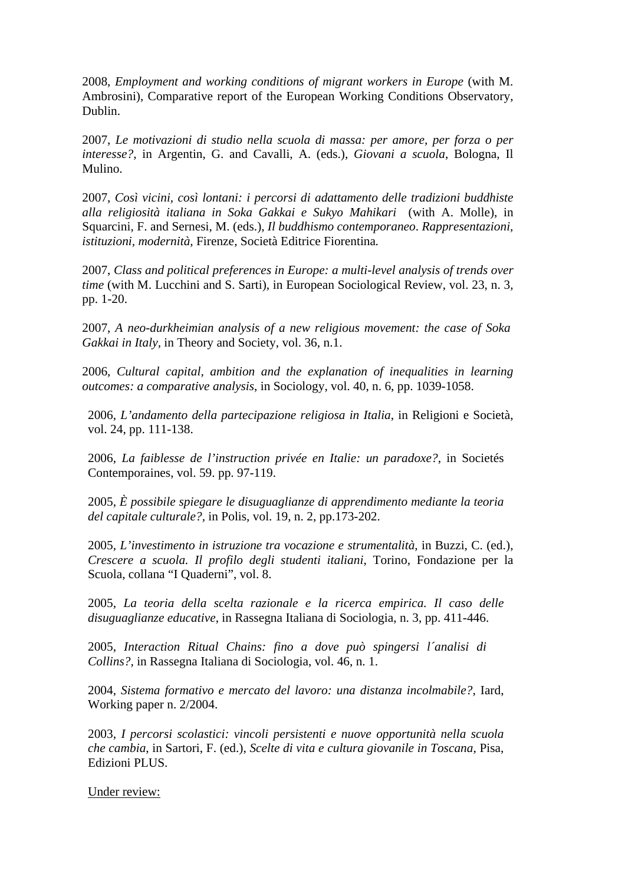2008, *Employment and working conditions of migrant workers in Europe* (with M. Ambrosini), Comparative report of the European Working Conditions Observatory, Dublin.

2007, *Le motivazioni di studio nella scuola di massa: per amore, per forza o per interesse?*, in Argentin, G. and Cavalli, A. (eds.), *Giovani a scuola*, Bologna, Il Mulino.

2007, *Così vicini, così lontani: i percorsi di adattamento delle tradizioni buddhiste alla religiosità italiana in Soka Gakkai e Sukyo Mahikari* (with A. Molle), in Squarcini, F. and Sernesi, M. (eds.), *Il buddhismo contemporaneo. Rappresentazioni, istituzioni, modernità*, Firenze, Società Editrice Fiorentina.

2007, *Class and political preferences in Europe: a multi-level analysis of trends over time* (with M. Lucchini and S. Sarti), in European Sociological Review, vol. 23, n. 3, pp. 1-20.

2007, *A neo-durkheimian analysis of a new religious movement: the case of Soka Gakkai in Italy*, in Theory and Society, vol. 36, n.1.

2006, *Cultural capital, ambition and the explanation of inequalities in learning outcomes: a comparative analysis*, in Sociology, vol. 40, n. 6, pp. 1039-1058.

2006, *L'andamento della partecipazione religiosa in Italia*, in Religioni e Società, vol. 24, pp. 111-138.

2006, *La faiblesse de l'instruction privée en Italie: un paradoxe?*, in Societés Contemporaines, vol. 59. pp. 97-119.

2005, *È possibile spiegare le disuguaglianze di apprendimento mediante la teoria del capitale culturale?*, in Polis, vol. 19, n. 2, pp.173-202.

2005, *L'investimento in istruzione tra vocazione e strumentalità*, in Buzzi, C. (ed.), *Crescere a scuola. Il profilo degli studenti italiani*, Torino, Fondazione per la Scuola, collana "I Quaderni", vol. 8.

2005, *La teoria della scelta razionale e la ricerca empirica. Il caso delle disuguaglianze educative*, in Rassegna Italiana di Sociologia, n. 3, pp. 411-446.

2005, *Interaction Ritual Chains: fino a dove può spingersi l´analisi di Collins?*, in Rassegna Italiana di Sociologia, vol. 46, n. 1.

2004, *Sistema formativo e mercato del lavoro: una distanza incolmabile?*, Iard, Working paper n. 2/2004.

2003, *I percorsi scolastici: vincoli persistenti e nuove opportunità nella scuola che cambia*, in Sartori, F. (ed.), *Scelte di vita e cultura giovanile in Toscana*, Pisa, Edizioni PLUS.

<u>Under review:</u>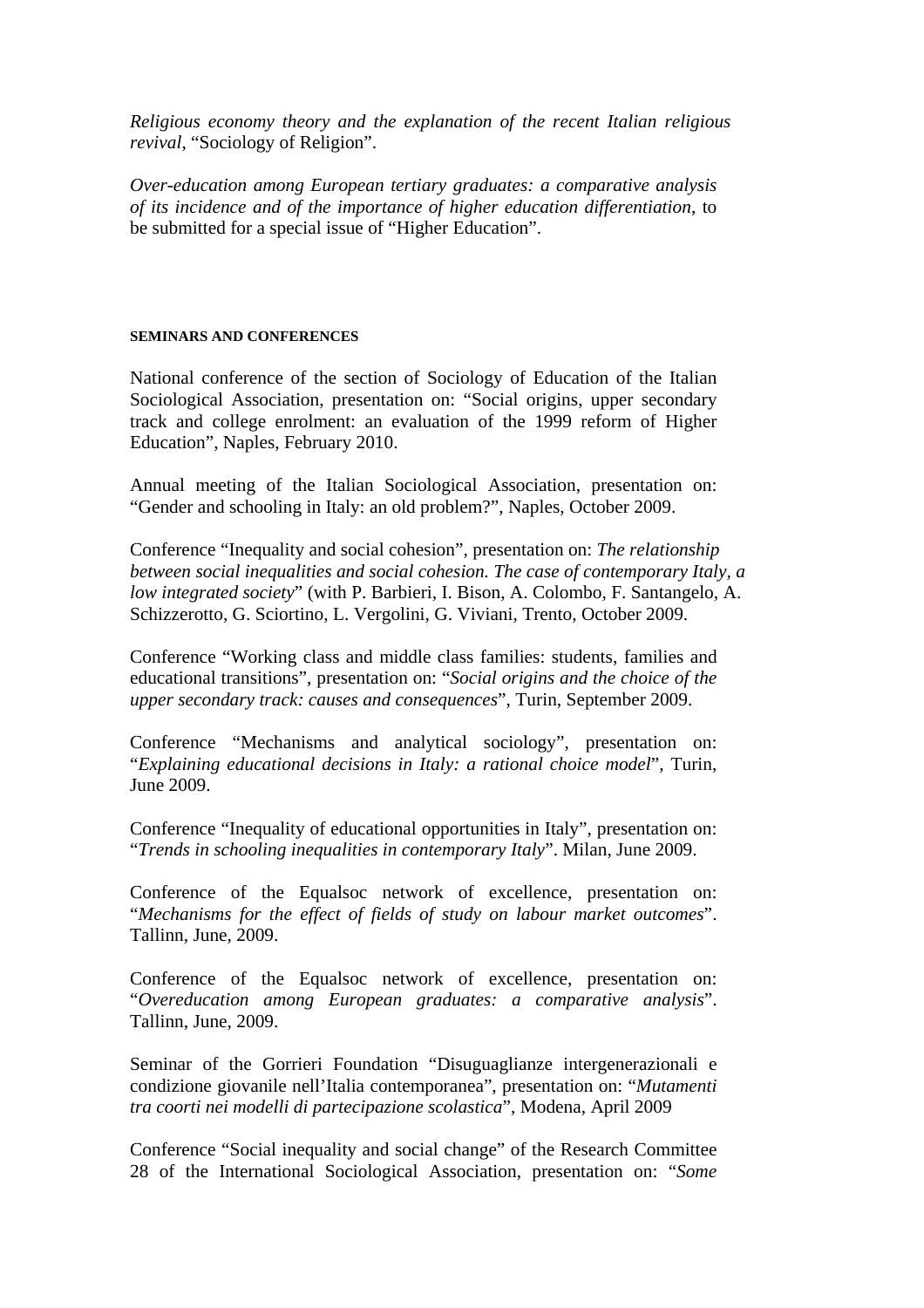*Religious economy theory and the explanation of the recent Italian religious revival*, "Sociology of Religion".

*Over-education among European tertiary graduates: a comparative analysis of its incidence and of the importance of higher education differentiation*, to be submitted for a special issue of "Higher Education".

#### SEMINARS AND CONFERENCES

National conference of the section of Sociology of Education of the Italian Sociological Association, presentation on: "Social origins, upper secondary track and college enrolment: an evaluation of the 1999 reform of Higher Education", Naples, February 2010.

Annual meeting of the Italian Sociological Association, presentation on: "Gender and schooling in Italy: an old problem?", Naples, October 2009.

Conference "Inequality and social cohesion", presentation on: *The relationship between social inequalities and social cohesion. The case of contemporary Italy, a low integrated society*" (with P. Barbieri, I. Bison, A. Colombo, F. Santangelo, A. Schizzerotto, G. Sciortino, L. Vergolini, G. Viviani, Trento, October 2009.

Conference "Working class and middle class families: students, families and educational transitions", presentation on: "*Social origins and the choice of the upper secondary track: causes and consequences*", Turin, September 2009.

Conference "Mechanisms and analytical sociology", presentation on: "*Explaining educational decisions in Italy: a rational choice model*", Turin, June 2009.

Conference "Inequality of educational opportunities in Italy", presentation on: "*Trends in schooling inequalities in contemporary Italy*". Milan, June 2009.

Conference of the Equalsoc network of excellence, presentation on: "*Mechanisms for the effect of fields of study on labour market outcomes*". Tallinn, June, 2009.

Conference of the Equalsoc network of excellence, presentation on: "*Overeducation among European graduates: a comparative analysis*". Tallinn, June, 2009.

Seminar of the Gorrieri Foundation "Disuguaglianze intergenerazionali e condizione giovanile nell'Italia contemporanea", presentation on: "*Mutamenti tra coorti nei modelli di partecipazione scolastica*", Modena, April 2009

Conference "Social inequality and social change" of the Research Committee 28 of the International Sociological Association, presentation on: "*Some*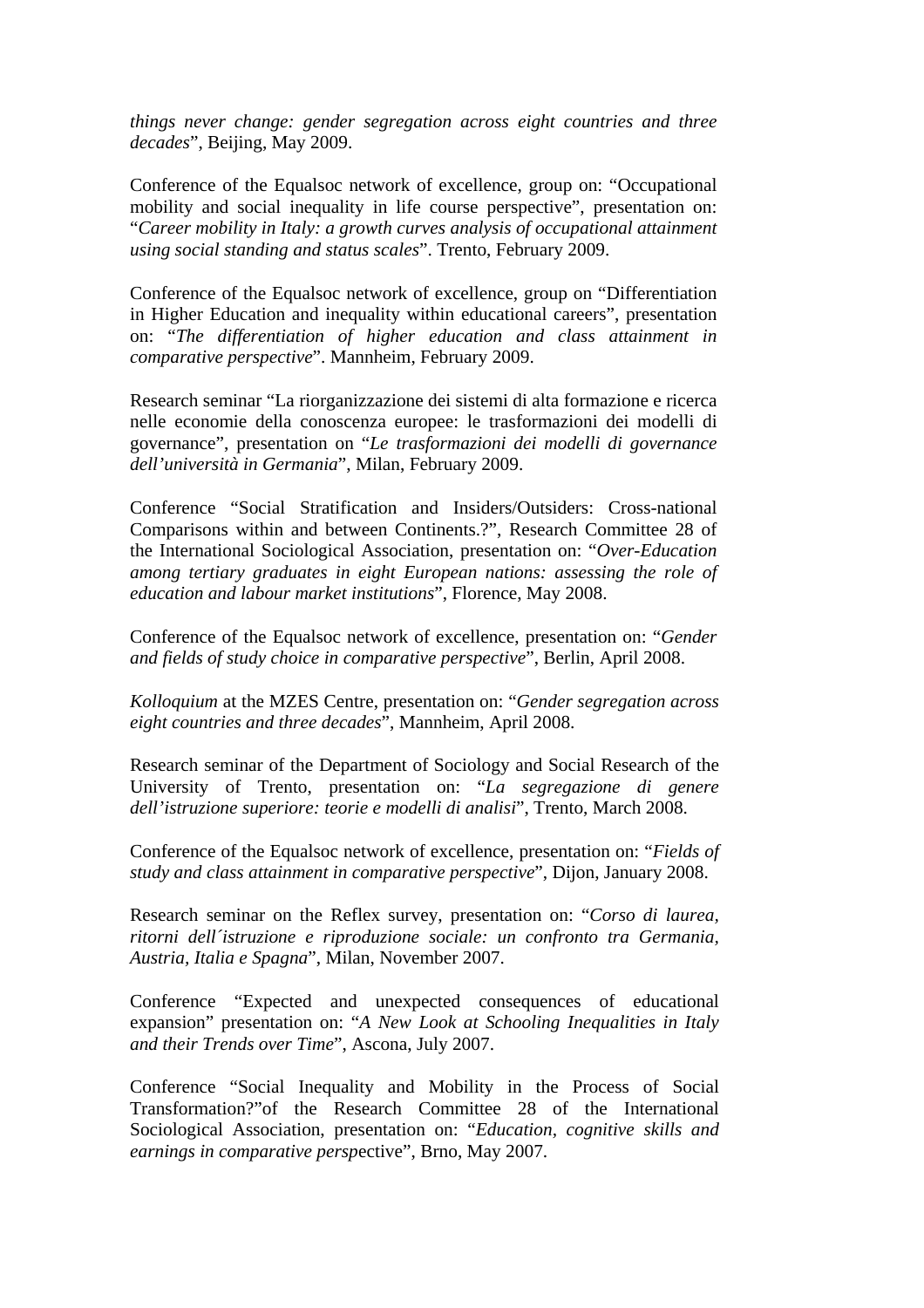*things never change: gender segregation across eight countries and three decades*", Beijing, May 2009.

Conference of the Equalsoc network of excellence, group on: "Occupational mobility and social inequality in life course perspective", presentation on: "*Career mobility in Italy: a growth curves analysis of occupational attainment using social standing and status scales*". Trento, February 2009.

Conference of the Equalsoc network of excellence, group on "Differentiation in Higher Education and inequality within educational careers", presentation on: "*The differentiation of higher education and class attainment in comparative perspective*". Mannheim, February 2009.

Research seminar "La riorganizzazione dei sistemi di alta formazione e ricerca nelle economie della conoscenza europee: le trasformazioni dei modelli di governance", presentation on "*Le trasformazioni dei modelli di governance dell'università in Germania*", Milan, February 2009.

Conference "Social Stratification and Insiders/Outsiders: Cross-national Comparisons within and between Continents.?", Research Committee 28 of the International Sociological Association, presentation on: "*Over-Education among tertiary graduates in eight European nations: assessing the role of education and labour market institutions*", Florence, May 2008.

Conference of the Equalsoc network of excellence, presentation on: "*Gender and fields of study choice in comparative perspective*", Berlin, April 2008.

*Kolloquium* at the MZES Centre, presentation on: "*Gender segregation across eight countries and three decades*", Mannheim, April 2008.

Research seminar of the Department of Sociology and Social Research of the University of Trento, presentation on: "*La segregazione di genere dell'istruzione superiore: teorie e modelli di analisi*", Trento, March 2008.

Conference of the Equalsoc network of excellence, presentation on: "*Fields of study and class attainment in comparative perspective*", Dijon, January 2008.

Research seminar on the Reflex survey, presentation on: "*Corso di laurea, ritorni dell´istruzione e riproduzione sociale: un confronto tra Germania, Austria, Italia e Spagna*", Milan, November 2007.

Conference "Expected and unexpected consequences of educational expansion" presentation on: "*A New Look at Schooling Inequalities in Italy and their Trends over Time*", Ascona, July 2007.

Conference "Social Inequality and Mobility in the Process of Social Transformation?"of the Research Committee 28 of the International Sociological Association, presentation on: "*Education, cognitive skills and earnings in comparative persp*ective", Brno, May 2007.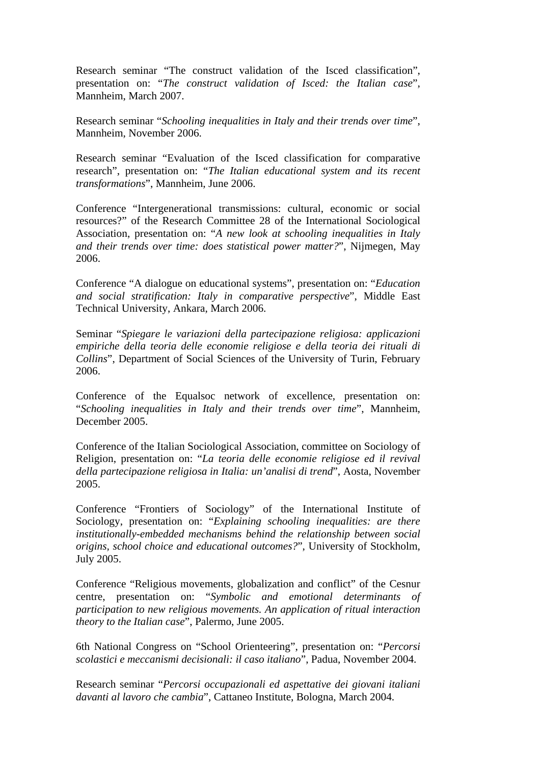Research seminar “The construct validation of the Isced classification”, presentation on: “*The construct validation of Isced: the Italian case*”, Mannheim, March 2007.

Research seminar “*Schooling inequalities in Italy and their trends over time*”, Mannheim, November 2006.

Research seminar “Evaluation of the Isced classification for comparative research”, presentation on: “*The Italian educational system and its recent transformations*”, Mannheim, June 2006.

Conference “Intergenerational transmissions: cultural, economic or social resources?” of the Research Committee 28 of the International Sociological Association, presentation on: “*A new look at schooling inequalities in Italy and their trends over time: does statistical power matter?*”, Nijmegen, May 2006.

Conference “A dialogue on educational systems”, presentation on: “*Education and social stratification: Italy in comparative perspective*”, Middle East Technical University, Ankara, March 2006.

Seminar “*Spiegare le variazioni della partecipazione religiosa: applicazioni empiriche della teoria delle economie religiose e della teoria dei rituali di Collins*”, Department of Social Sciences of the University of Turin, February 2006.

Conference of the Equalsoc network of excellence, presentation on: “*Schooling inequalities in Italy and their trends over time*”, Mannheim, December 2005.

Conference of the Italian Sociological Association, committee on Sociology of Religion, presentation on: “*La teoria delle economie religiose ed il revival della partecipazione religiosa in Italia: un’analisi di trend*”, Aosta, November 2005.

Conference “Frontiers of Sociology” of the International Institute of Sociology, presentation on: “*Explaining schooling inequalities: are there institutionally-embedded mechanisms behind the relationship between social origins, school choice and educational outcomes?*”, University of Stockholm, July 2005.

Conference “Religious movements, globalization and conflict” of the Cesnur centre, presentation on: “*Symbolic and emotional determinants of participation to new religious movements. An application of ritual interaction theory to the Italian case*”, Palermo, June 2005.

6th National Congress on “School Orienteering”, presentation on: “*Percorsi scolastici e meccanismi decisionali: il caso italiano*”, Padua, November 2004.

Research seminar “*Percorsi occupazionali ed aspettative dei giovani italiani davanti al lavoro che cambia*”, Cattaneo Institute, Bologna, March 2004.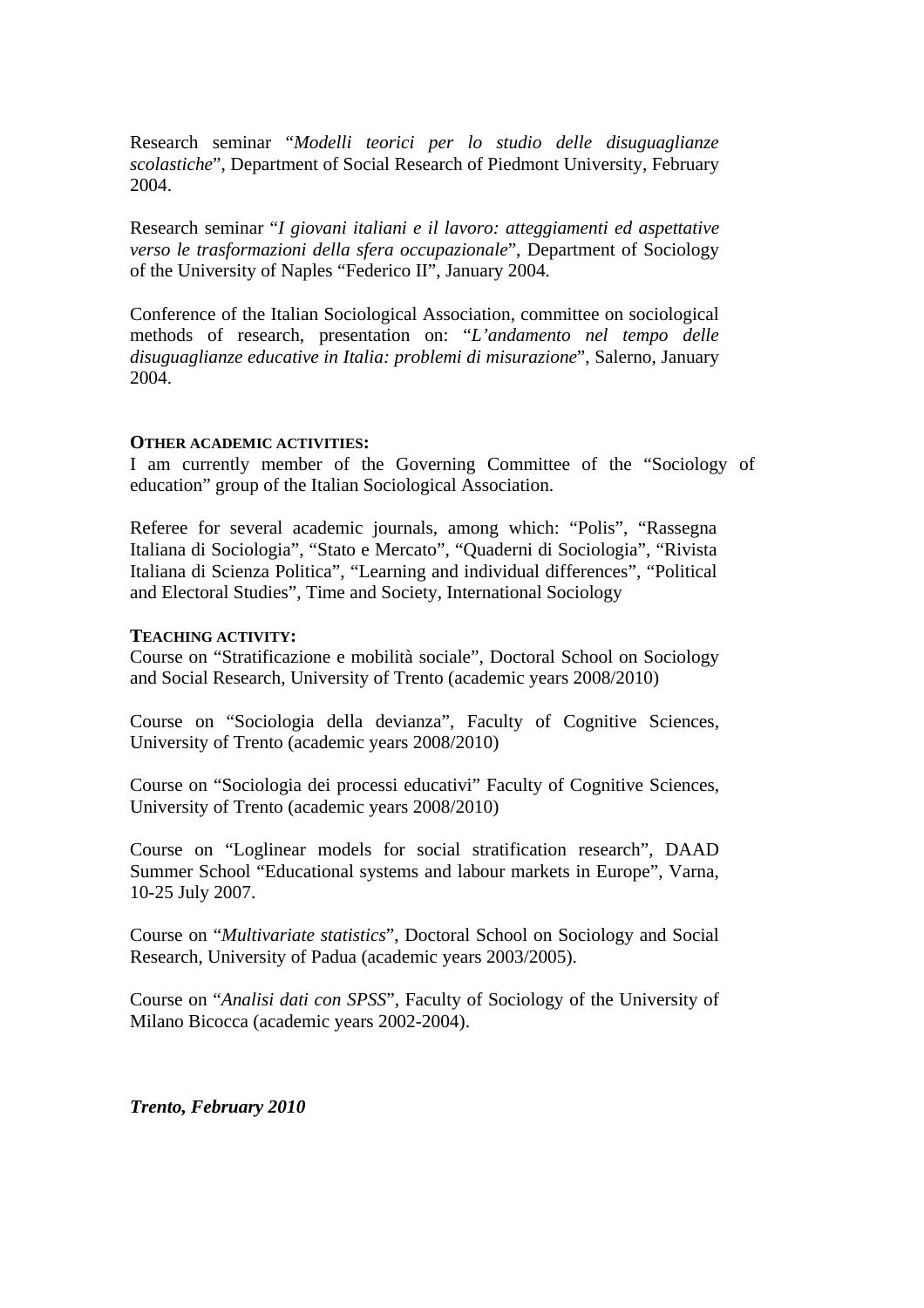Research seminar "*Modelli teorici per lo studio delle disuguaglianze scolastiche*", Department of Social Research of Piedmont University, February 2004.

Research seminar "*I giovani italiani e il lavoro: atteggiamenti ed aspettative verso le trasformazioni della sfera occupazionale*", Department of Sociology of the University of Naples "Federico II", January 2004.

Conference of the Italian Sociological Association, committee on sociological methods of research, presentation on: "*L'andamento nel tempo delle disuguaglianze educative in Italia: problemi di misurazione*", Salerno, January 2004.

**OTHER ACADEMIC ACTIVITIES:**

I am currently member of the Governing Committee of the "Sociology of education" group of the Italian Sociological Association.

Referee for several academic journals, among which: "Polis", "Rassegna Italiana di Sociologia", "Stato e Mercato", "Quaderni di Sociologia", "Rivista Italiana di Scienza Politica", "Learning and individual differences", "Political and Electoral Studies", Time and Society, International Sociology

**TEACHING ACTIVITY:**

Course on "Stratificazione e mobilità sociale", Doctoral School on Sociology and Social Research, University of Trento (academic years 2008/2010)

Course on "Sociologia della devianza", Faculty of Cognitive Sciences, University of Trento (academic years 2008/2010)

Course on "Sociologia dei processi educativi" Faculty of Cognitive Sciences, University of Trento (academic years 2008/2010)

Course on "Loglinear models for social stratification research", DAAD Summer School "Educational systems and labour markets in Europe", Varna, 10-25 July 2007.

Course on "*Multivariate statistics*", Doctoral School on Sociology and Social Research, University of Padua (academic years 2003/2005).

Course on "*Analisi dati con SPSS*", Faculty of Sociology of the University of Milano Bicocca (academic years 2002-2004).

***Trento, February 2010***